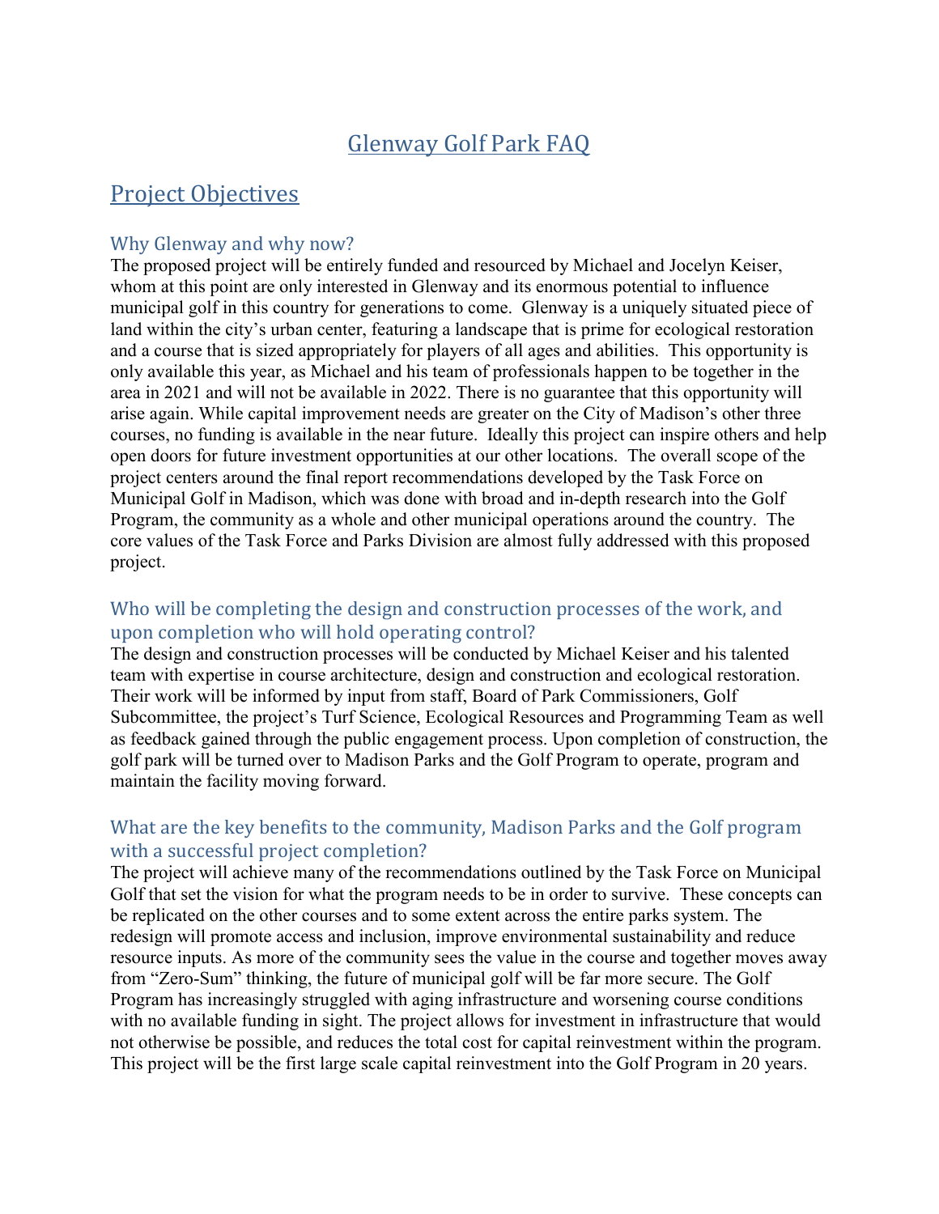# Glenway Golf Park FAQ

## Project Objectives

### Why Glenway and why now?

The proposed project will be entirely funded and resourced by Michael and Jocelyn Keiser, whom at this point are only interested in Glenway and its enormous potential to influence municipal golf in this country for generations to come. Glenway is a uniquely situated piece of land within the city's urban center, featuring a landscape that is prime for ecological restoration and a course that is sized appropriately for players of all ages and abilities. This opportunity is only available this year, as Michael and his team of professionals happen to be together in the area in 2021 and will not be available in 2022. There is no guarantee that this opportunity will arise again. While capital improvement needs are greater on the City of Madison's other three courses, no funding is available in the near future. Ideally this project can inspire others and help open doors for future investment opportunities at our other locations. The overall scope of the project centers around the final report recommendations developed by the Task Force on Municipal Golf in Madison, which was done with broad and in-depth research into the Golf Program, the community as a whole and other municipal operations around the country. The core values of the Task Force and Parks Division are almost fully addressed with this proposed project.

### Who will be completing the design and construction processes of the work, and upon completion who will hold operating control?

The design and construction processes will be conducted by Michael Keiser and his talented team with expertise in course architecture, design and construction and ecological restoration. Their work will be informed by input from staff, Board of Park Commissioners, Golf Subcommittee, the project's Turf Science, Ecological Resources and Programming Team as well as feedback gained through the public engagement process. Upon completion of construction, the golf park will be turned over to Madison Parks and the Golf Program to operate, program and maintain the facility moving forward.

### What are the key benefits to the community, Madison Parks and the Golf program with a successful project completion?

The project will achieve many of the recommendations outlined by the Task Force on Municipal Golf that set the vision for what the program needs to be in order to survive. These concepts can be replicated on the other courses and to some extent across the entire parks system. The redesign will promote access and inclusion, improve environmental sustainability and reduce resource inputs. As more of the community sees the value in the course and together moves away from "Zero-Sum" thinking, the future of municipal golf will be far more secure. The Golf Program has increasingly struggled with aging infrastructure and worsening course conditions with no available funding in sight. The project allows for investment in infrastructure that would not otherwise be possible, and reduces the total cost for capital reinvestment within the program. This project will be the first large scale capital reinvestment into the Golf Program in 20 years.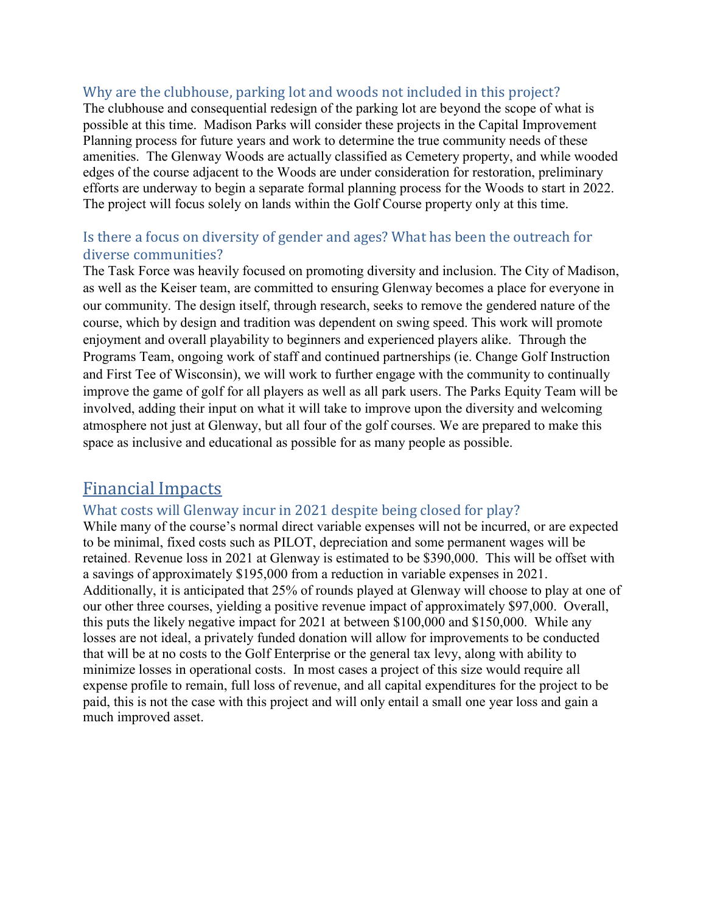### Why are the clubhouse, parking lot and woods not included in this project?

The clubhouse and consequential redesign of the parking lot are beyond the scope of what is possible at this time. Madison Parks will consider these projects in the Capital Improvement Planning process for future years and work to determine the true community needs of these amenities. The Glenway Woods are actually classified as Cemetery property, and while wooded edges of the course adjacent to the Woods are under consideration for restoration, preliminary efforts are underway to begin a separate formal planning process for the Woods to start in 2022. The project will focus solely on lands within the Golf Course property only at this time.

### Is there a focus on diversity of gender and ages? What has been the outreach for diverse communities?

The Task Force was heavily focused on promoting diversity and inclusion. The City of Madison, as well as the Keiser team, are committed to ensuring Glenway becomes a place for everyone in our community. The design itself, through research, seeks to remove the gendered nature of the course, which by design and tradition was dependent on swing speed. This work will promote enjoyment and overall playability to beginners and experienced players alike. Through the Programs Team, ongoing work of staff and continued partnerships (ie. Change Golf Instruction and First Tee of Wisconsin), we will work to further engage with the community to continually improve the game of golf for all players as well as all park users. The Parks Equity Team will be involved, adding their input on what it will take to improve upon the diversity and welcoming atmosphere not just at Glenway, but all four of the golf courses. We are prepared to make this space as inclusive and educational as possible for as many people as possible.

## Financial Impacts

### What costs will Glenway incur in 2021 despite being closed for play?

While many of the course's normal direct variable expenses will not be incurred, or are expected to be minimal, fixed costs such as PILOT, depreciation and some permanent wages will be retained. Revenue loss in 2021 at Glenway is estimated to be $390,000. This will be offset with a savings of approximately $195,000 from a reduction in variable expenses in 2021. Additionally, it is anticipated that 25% of rounds played at Glenway will choose to play at one of our other three courses, yielding a positive revenue impact of approximately $97,000. Overall, this puts the likely negative impact for 2021 at between $100,000 and $150,000. While any losses are not ideal, a privately funded donation will allow for improvements to be conducted that will be at no costs to the Golf Enterprise or the general tax levy, along with ability to minimize losses in operational costs. In most cases a project of this size would require all expense profile to remain, full loss of revenue, and all capital expenditures for the project to be paid, this is not the case with this project and will only entail a small one year loss and gain a much improved asset.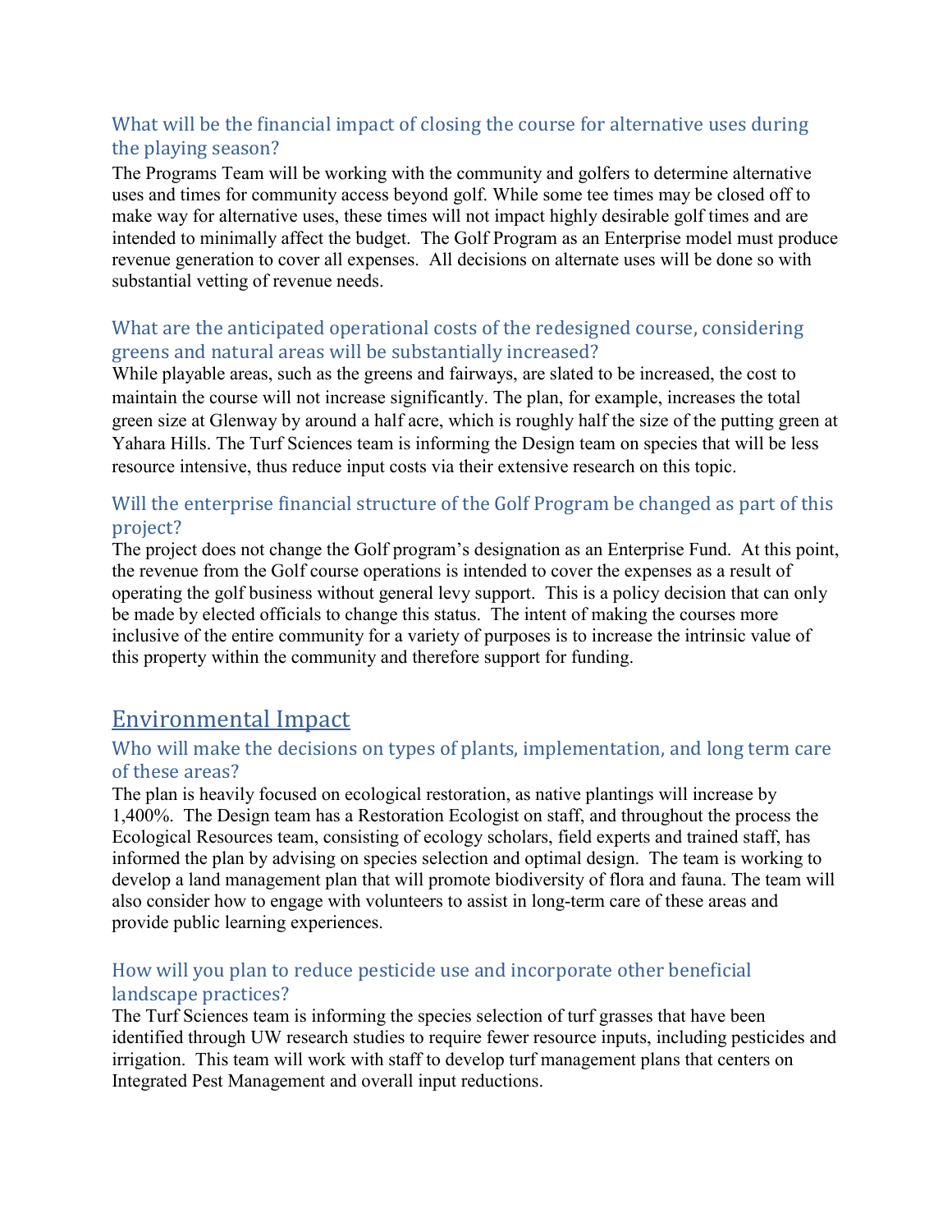### What will be the financial impact of closing the course for alternative uses during the playing season?

The Programs Team will be working with the community and golfers to determine alternative uses and times for community access beyond golf. While some tee times may be closed off to make way for alternative uses, these times will not impact highly desirable golf times and are intended to minimally affect the budget. The Golf Program as an Enterprise model must produce revenue generation to cover all expenses. All decisions on alternate uses will be done so with substantial vetting of revenue needs.

### What are the anticipated operational costs of the redesigned course, considering greens and natural areas will be substantially increased?

While playable areas, such as the greens and fairways, are slated to be increased, the cost to maintain the course will not increase significantly. The plan, for example, increases the total green size at Glenway by around a half acre, which is roughly half the size of the putting green at Yahara Hills. The Turf Sciences team is informing the Design team on species that will be less resource intensive, thus reduce input costs via their extensive research on this topic.

### Will the enterprise financial structure of the Golf Program be changed as part of this project?

The project does not change the Golf program's designation as an Enterprise Fund. At this point, the revenue from the Golf course operations is intended to cover the expenses as a result of operating the golf business without general levy support. This is a policy decision that can only be made by elected officials to change this status. The intent of making the courses more inclusive of the entire community for a variety of purposes is to increase the intrinsic value of this property within the community and therefore support for funding.

## Environmental Impact

### Who will make the decisions on types of plants, implementation, and long term care of these areas?

The plan is heavily focused on ecological restoration, as native plantings will increase by 1,400%. The Design team has a Restoration Ecologist on staff, and throughout the process the Ecological Resources team, consisting of ecology scholars, field experts and trained staff, has informed the plan by advising on species selection and optimal design. The team is working to develop a land management plan that will promote biodiversity of flora and fauna. The team will also consider how to engage with volunteers to assist in long-term care of these areas and provide public learning experiences.

### How will you plan to reduce pesticide use and incorporate other beneficial landscape practices?

The Turf Sciences team is informing the species selection of turf grasses that have been identified through UW research studies to require fewer resource inputs, including pesticides and irrigation. This team will work with staff to develop turf management plans that centers on Integrated Pest Management and overall input reductions.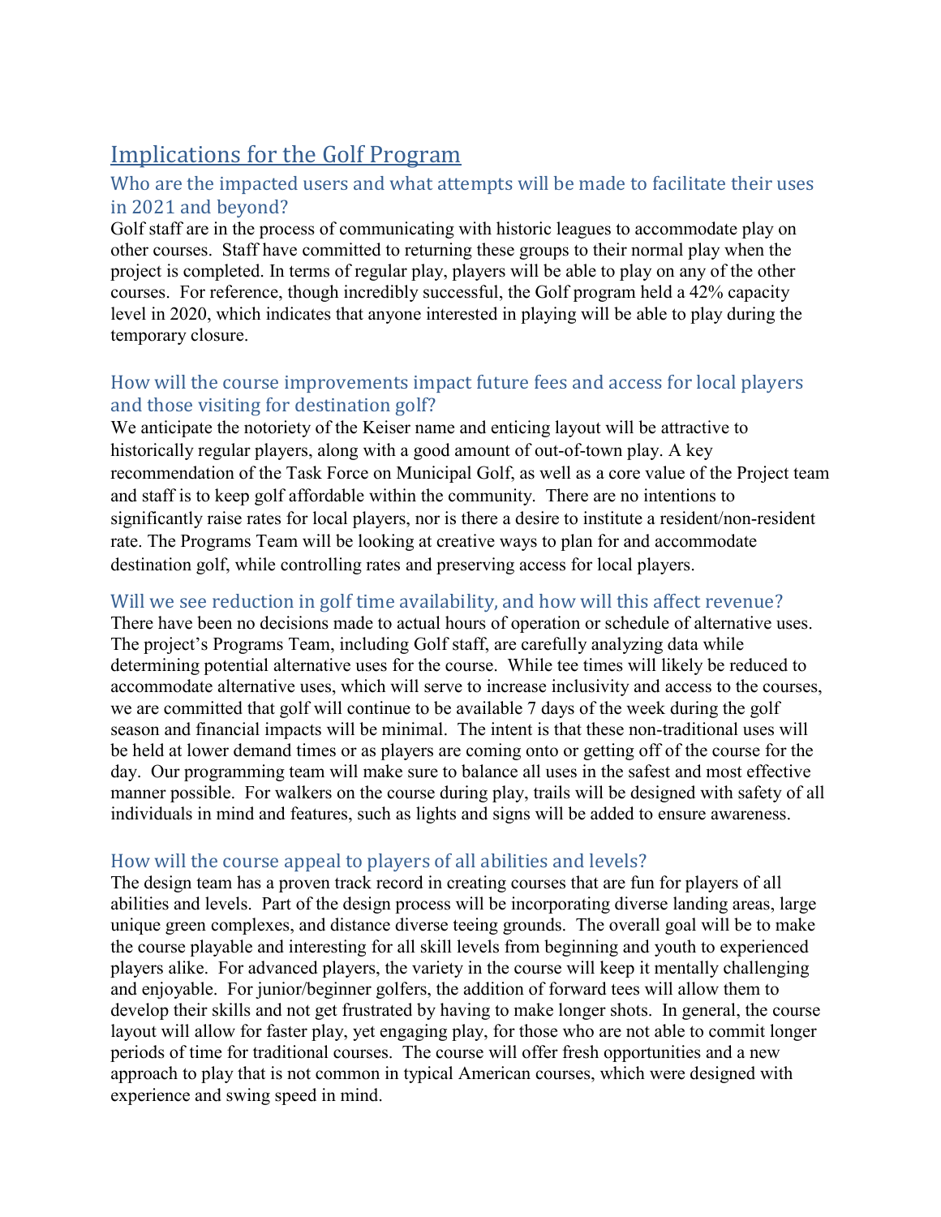# Implications for the Golf Program

## Who are the impacted users and what attempts will be made to facilitate their uses in 2021 and beyond?

Golf staff are in the process of communicating with historic leagues to accommodate play on other courses. Staff have committed to returning these groups to their normal play when the project is completed. In terms of regular play, players will be able to play on any of the other courses. For reference, though incredibly successful, the Golf program held a 42% capacity level in 2020, which indicates that anyone interested in playing will be able to play during the temporary closure.

## How will the course improvements impact future fees and access for local players and those visiting for destination golf?

We anticipate the notoriety of the Keiser name and enticing layout will be attractive to historically regular players, along with a good amount of out-of-town play. A key recommendation of the Task Force on Municipal Golf, as well as a core value of the Project team and staff is to keep golf affordable within the community. There are no intentions to significantly raise rates for local players, nor is there a desire to institute a resident/non-resident rate. The Programs Team will be looking at creative ways to plan for and accommodate destination golf, while controlling rates and preserving access for local players.

## Will we see reduction in golf time availability, and how will this affect revenue?

There have been no decisions made to actual hours of operation or schedule of alternative uses. The project's Programs Team, including Golf staff, are carefully analyzing data while determining potential alternative uses for the course. While tee times will likely be reduced to accommodate alternative uses, which will serve to increase inclusivity and access to the courses, we are committed that golf will continue to be available 7 days of the week during the golf season and financial impacts will be minimal. The intent is that these non-traditional uses will be held at lower demand times or as players are coming onto or getting off of the course for the day. Our programming team will make sure to balance all uses in the safest and most effective manner possible. For walkers on the course during play, trails will be designed with safety of all individuals in mind and features, such as lights and signs will be added to ensure awareness.

## How will the course appeal to players of all abilities and levels?

The design team has a proven track record in creating courses that are fun for players of all abilities and levels. Part of the design process will be incorporating diverse landing areas, large unique green complexes, and distance diverse teeing grounds. The overall goal will be to make the course playable and interesting for all skill levels from beginning and youth to experienced players alike. For advanced players, the variety in the course will keep it mentally challenging and enjoyable. For junior/beginner golfers, the addition of forward tees will allow them to develop their skills and not get frustrated by having to make longer shots. In general, the course layout will allow for faster play, yet engaging play, for those who are not able to commit longer periods of time for traditional courses. The course will offer fresh opportunities and a new approach to play that is not common in typical American courses, which were designed with experience and swing speed in mind.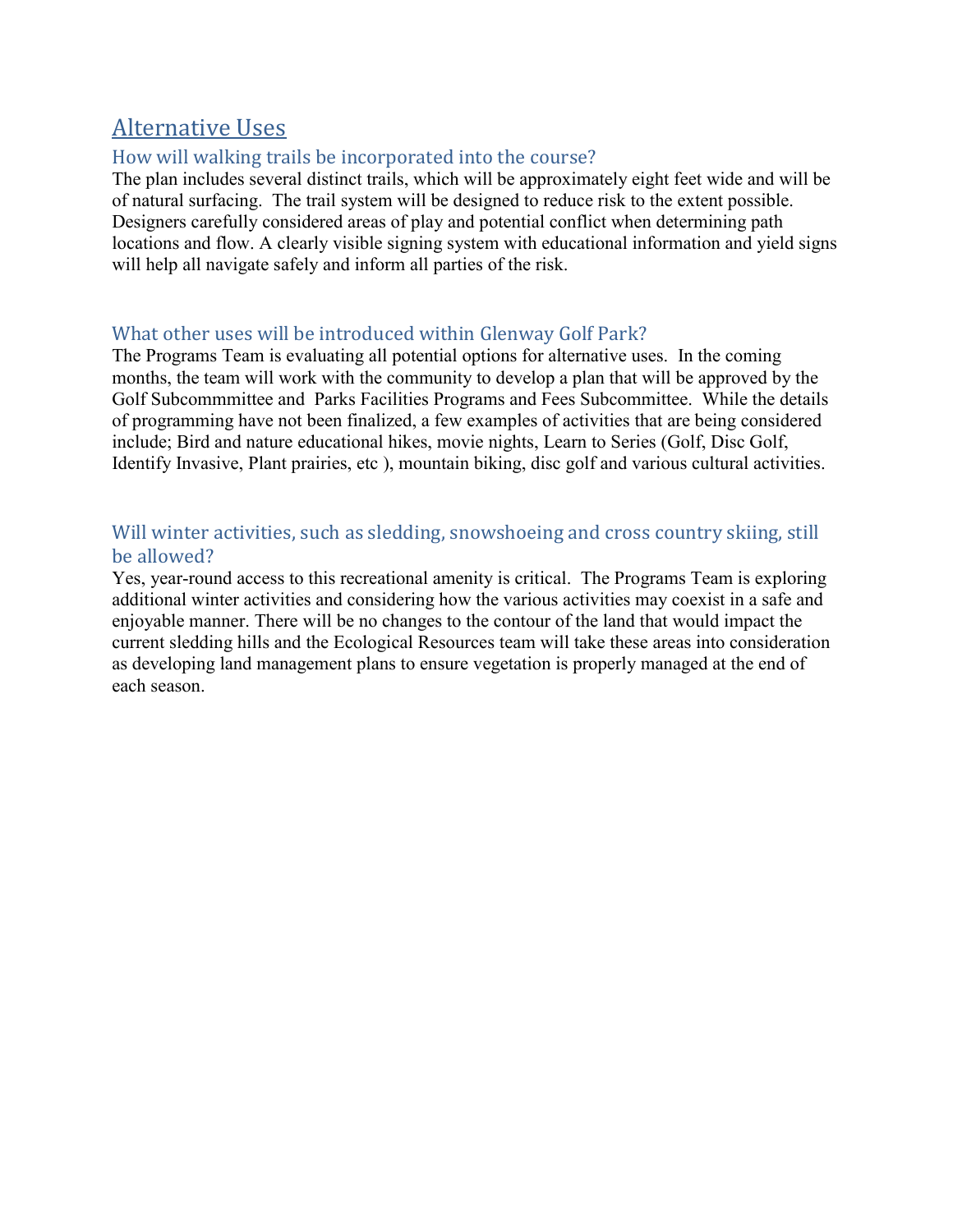# Alternative Uses

## How will walking trails be incorporated into the course?

The plan includes several distinct trails, which will be approximately eight feet wide and will be of natural surfacing. The trail system will be designed to reduce risk to the extent possible. Designers carefully considered areas of play and potential conflict when determining path locations and flow. A clearly visible signing system with educational information and yield signs will help all navigate safely and inform all parties of the risk.

## What other uses will be introduced within Glenway Golf Park?

The Programs Team is evaluating all potential options for alternative uses. In the coming months, the team will work with the community to develop a plan that will be approved by the Golf Subcommmittee and Parks Facilities Programs and Fees Subcommittee. While the details of programming have not been finalized, a few examples of activities that are being considered include; Bird and nature educational hikes, movie nights, Learn to Series (Golf, Disc Golf, Identify Invasive, Plant prairies, etc ), mountain biking, disc golf and various cultural activities.

## Will winter activities, such as sledding, snowshoeing and cross country skiing, still be allowed?

Yes, year-round access to this recreational amenity is critical. The Programs Team is exploring additional winter activities and considering how the various activities may coexist in a safe and enjoyable manner. There will be no changes to the contour of the land that would impact the current sledding hills and the Ecological Resources team will take these areas into consideration as developing land management plans to ensure vegetation is properly managed at the end of each season.